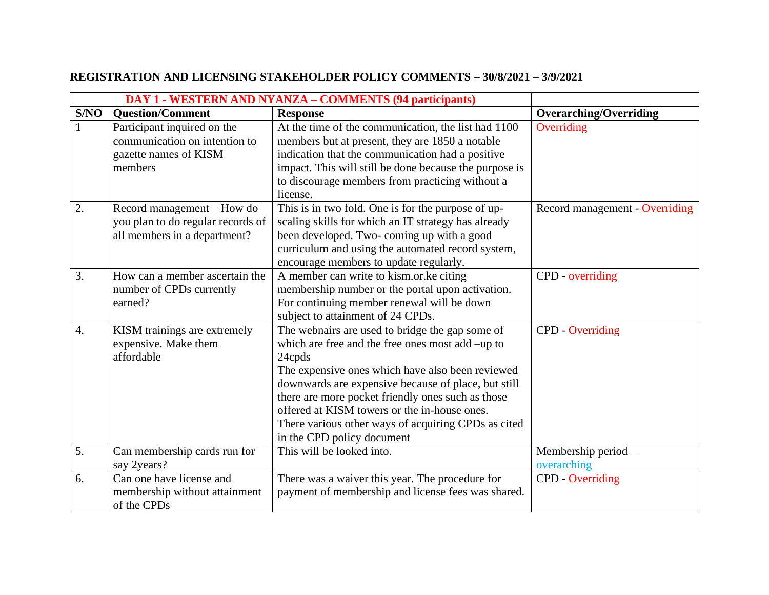# REGISTRATION AND LICENSING STAKEHOLDER POLICY COMMENTS – 30/8/2021 – 3/9/2021

| DAY 1 - WESTERN AND NYANZA – COMMENTS (94 participants) | | | |
|---|---|---|---|
| **S/NO** | **Question/Comment** | **Response** | **Overarching/Overriding** |
| 1 | Participant inquired on the communication on intention to gazette names of KISM members | At the time of the communication, the list had 1100 members but at present, they are 1850 a notable indication that the communication had a positive impact. This will still be done because the purpose is to discourage members from practicing without a license. | Overriding |
| 2. | Record management – How do you plan to do regular records of all members in a department? | This is in two fold. One is for the purpose of up-scaling skills for which an IT strategy has already been developed. Two- coming up with a good curriculum and using the automated record system, encourage members to update regularly. | Record management - Overriding |
| 3. | How can a member ascertain the number of CPDs currently earned? | A member can write to kism.or.ke citing membership number or the portal upon activation. For continuing member renewal will be down subject to attainment of 24 CPDs. | CPD - overriding |
| 4. | KISM trainings are extremely expensive. Make them affordable | The webnairs are used to bridge the gap some of which are free and the free ones most add –up to 24cpds<br>The expensive ones which have also been reviewed downwards are expensive because of place, but still there are more pocket friendly ones such as those offered at KISM towers or the in-house ones.<br>There various other ways of acquiring CPDs as cited in the CPD policy document | CPD - Overriding |
| 5. | Can membership cards run for say 2years? | This will be looked into. | Membership period – overarching |
| 6. | Can one have license and membership without attainment of the CPDs | There was a waiver this year. The procedure for payment of membership and license fees was shared. | CPD - Overriding |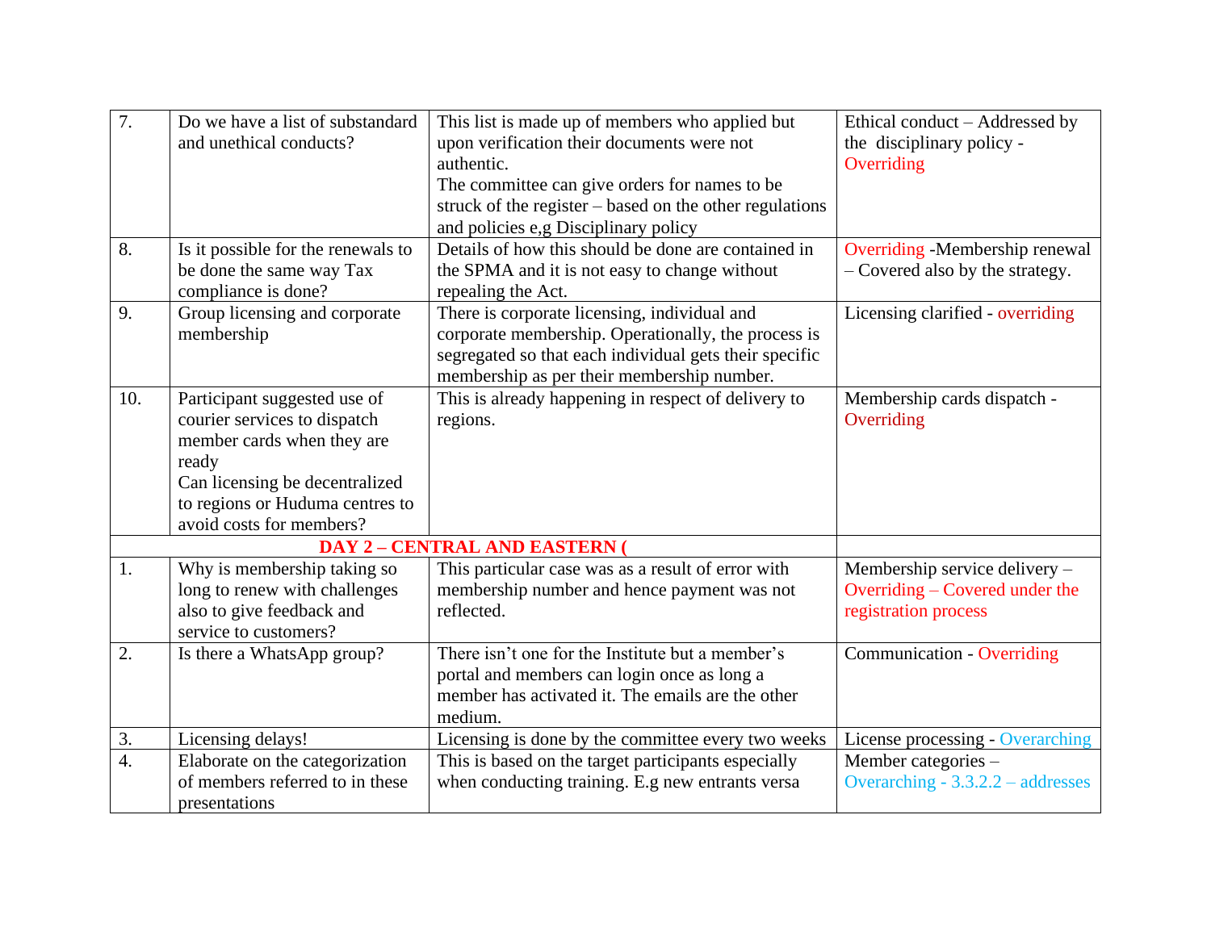| 7. | Do we have a list of substandard and unethical conducts? | This list is made up of members who applied but upon verification their documents were not authentic.<br>The committee can give orders for names to be struck of the register – based on the other regulations and policies e,g Disciplinary policy | Ethical conduct – Addressed by the disciplinary policy - Overriding |
|---|---|---|---|
| 8. | Is it possible for the renewals to be done the same way Tax compliance is done? | Details of how this should be done are contained in the SPMA and it is not easy to change without repealing the Act. | Overriding -Membership renewal – Covered also by the strategy. |
| 9. | Group licensing and corporate membership | There is corporate licensing, individual and corporate membership. Operationally, the process is segregated so that each individual gets their specific membership as per their membership number. | Licensing clarified - overriding |
| 10. | Participant suggested use of courier services to dispatch member cards when they are ready<br>Can licensing be decentralized to regions or Huduma centres to avoid costs for members? | This is already happening in respect of delivery to regions. | Membership cards dispatch - Overriding |
| **DAY 2 – CENTRAL AND EASTERN (** | | | |
| 1. | Why is membership taking so long to renew with challenges also to give feedback and service to customers? | This particular case was as a result of error with membership number and hence payment was not reflected. | Membership service delivery – Overriding – Covered under the registration process |
| 2. | Is there a WhatsApp group? | There isn't one for the Institute but a member's portal and members can login once as long a member has activated it. The emails are the other medium. | Communication - Overriding |
| 3. | Licensing delays! | Licensing is done by the committee every two weeks | License processing - Overarching |
| 4. | Elaborate on the categorization of members referred to in these presentations | This is based on the target participants especially when conducting training. E.g new entrants versa | Member categories – Overarching - 3.3.2.2 – addresses |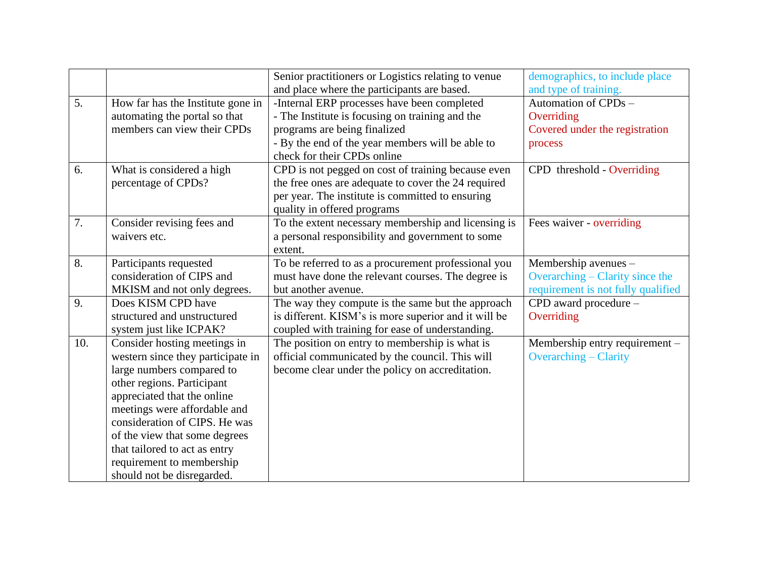|  |  |  |  |
|---|---|---|---|
|  |  | Senior practitioners or Logistics relating to venue and place where the participants are based. | demographics, to include place and type of training. |
| 5. | How far has the Institute gone in automating the portal so that members can view their CPDs | -Internal ERP processes have been completed<br>- The Institute is focusing on training and the programs are being finalized<br>- By the end of the year members will be able to check for their CPDs online | Automation of CPDs – Overriding<br>Covered under the registration process |
| 6. | What is considered a high percentage of CPDs? | CPD is not pegged on cost of training because even the free ones are adequate to cover the 24 required per year. The institute is committed to ensuring quality in offered programs | CPD threshold - Overriding |
| 7. | Consider revising fees and waivers etc. | To the extent necessary membership and licensing is a personal responsibility and government to some extent. | Fees waiver - overriding |
| 8. | Participants requested consideration of CIPS and MKISM and not only degrees. | To be referred to as a procurement professional you must have done the relevant courses. The degree is but another avenue. | Membership avenues – Overarching – Clarity since the requirement is not fully qualified |
| 9. | Does KISM CPD have structured and unstructured system just like ICPAK? | The way they compute is the same but the approach is different. KISM's is more superior and it will be coupled with training for ease of understanding. | CPD award procedure – Overriding |
| 10. | Consider hosting meetings in western since they participate in large numbers compared to other regions. Participant appreciated that the online meetings were affordable and consideration of CIPS. He was of the view that some degrees that tailored to act as entry requirement to membership should not be disregarded. | The position on entry to membership is what is official communicated by the council. This will become clear under the policy on accreditation. | Membership entry requirement – Overarching – Clarity |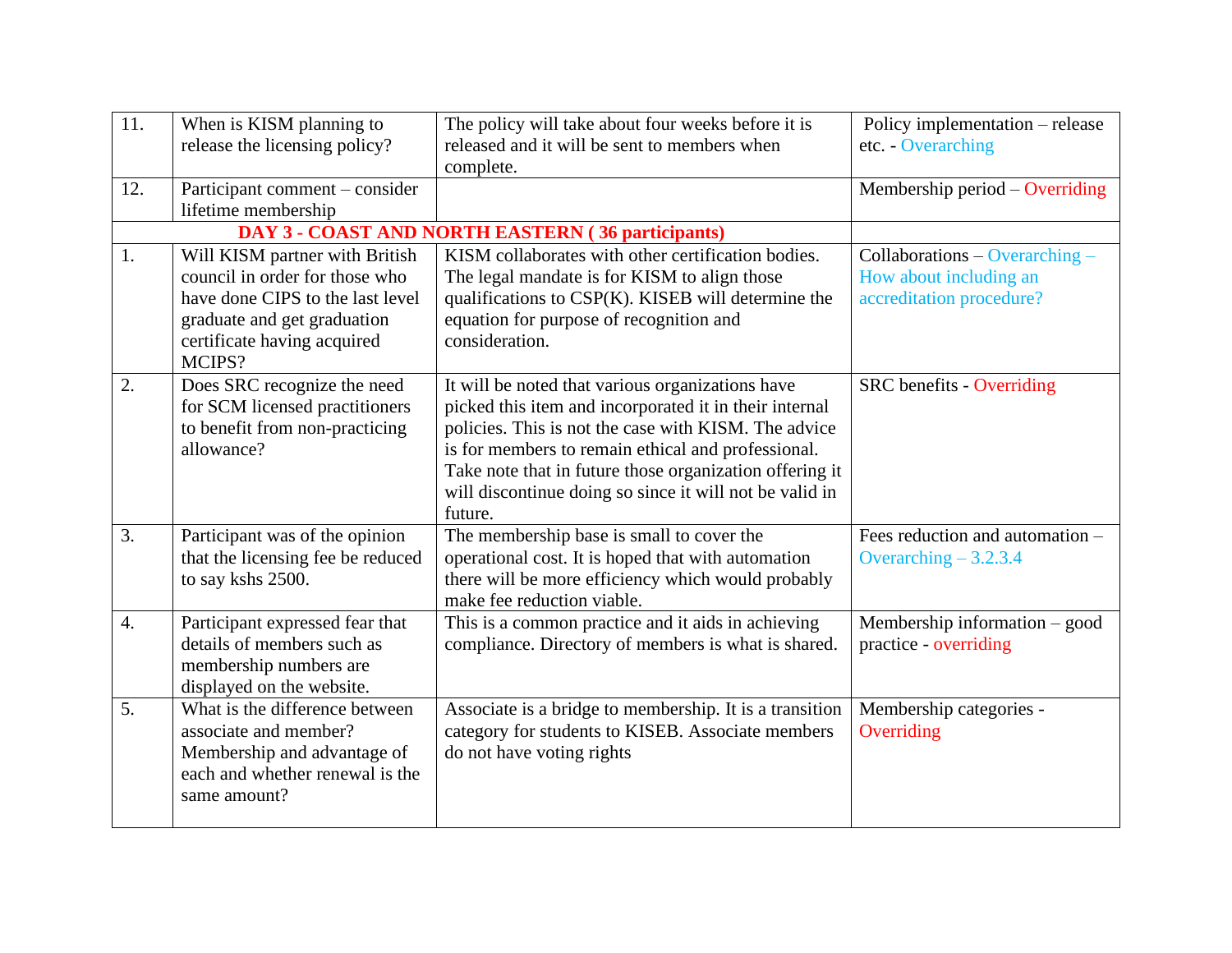| | | | |
|---|---|---|---|
| 11. | When is KISM planning to release the licensing policy? | The policy will take about four weeks before it is released and it will be sent to members when complete. | Policy implementation – release etc. - Overarching |
| 12. | Participant comment – consider lifetime membership | | Membership period – Overriding |
| | **DAY 3 - COAST AND NORTH EASTERN ( 36 participants)** | | |
| 1. | Will KISM partner with British council in order for those who have done CIPS to the last level graduate and get graduation certificate having acquired MCIPS? | KISM collaborates with other certification bodies. The legal mandate is for KISM to align those qualifications to CSP(K). KISEB will determine the equation for purpose of recognition and consideration. | Collaborations – Overarching – How about including an accreditation procedure? |
| 2. | Does SRC recognize the need for SCM licensed practitioners to benefit from non-practicing allowance? | It will be noted that various organizations have picked this item and incorporated it in their internal policies. This is not the case with KISM. The advice is for members to remain ethical and professional. Take note that in future those organization offering it will discontinue doing so since it will not be valid in future. | SRC benefits - Overriding |
| 3. | Participant was of the opinion that the licensing fee be reduced to say kshs 2500. | The membership base is small to cover the operational cost. It is hoped that with automation there will be more efficiency which would probably make fee reduction viable. | Fees reduction and automation – Overarching – 3.2.3.4 |
| 4. | Participant expressed fear that details of members such as membership numbers are displayed on the website. | This is a common practice and it aids in achieving compliance. Directory of members is what is shared. | Membership information – good practice - overriding |
| 5. | What is the difference between associate and member? Membership and advantage of each and whether renewal is the same amount? | Associate is a bridge to membership. It is a transition category for students to KISEB. Associate members do not have voting rights | Membership categories - Overriding |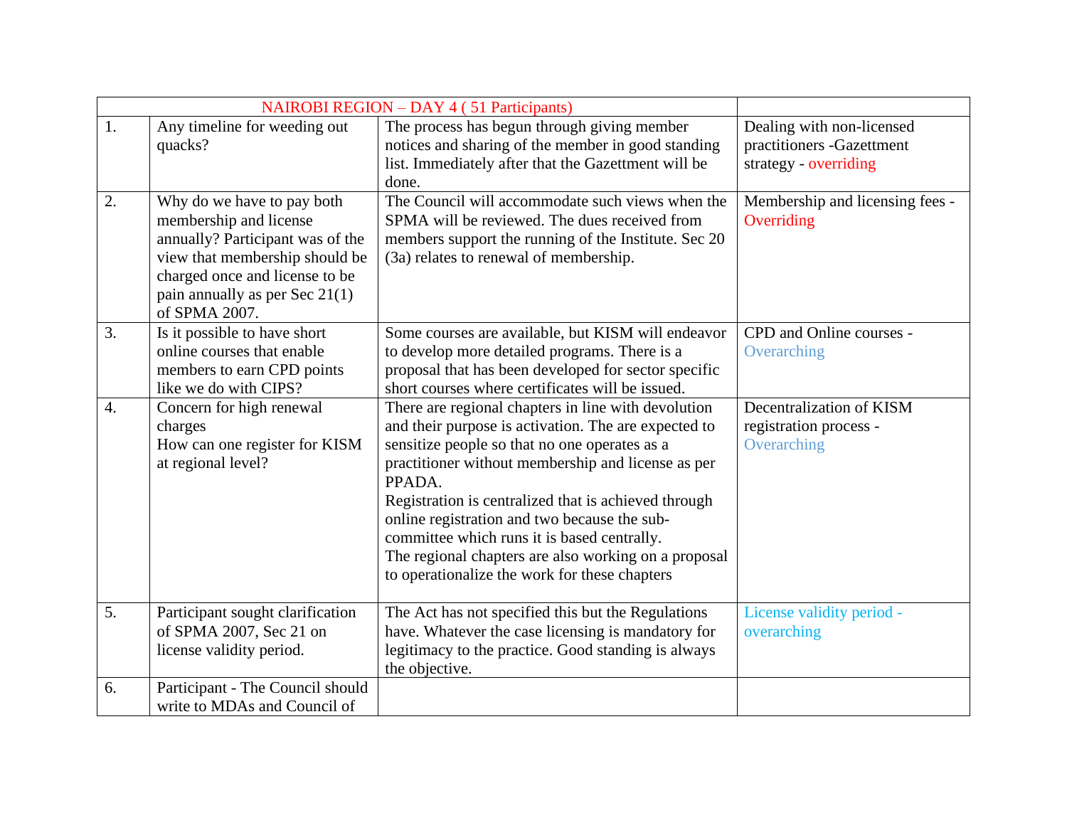| NAIROBI REGION – DAY 4 ( 51 Participants) | | | |
|---|---|---|---|
| 1. | Any timeline for weeding out quacks? | The process has begun through giving member notices and sharing of the member in good standing list. Immediately after that the Gazettment will be done. | Dealing with non-licensed practitioners -Gazettment strategy - overriding |
| 2. | Why do we have to pay both membership and license annually? Participant was of the view that membership should be charged once and license to be pain annually as per Sec 21(1) of SPMA 2007. | The Council will accommodate such views when the SPMA will be reviewed. The dues received from members support the running of the Institute. Sec 20 (3a) relates to renewal of membership. | Membership and licensing fees - Overriding |
| 3. | Is it possible to have short online courses that enable members to earn CPD points like we do with CIPS? | Some courses are available, but KISM will endeavor to develop more detailed programs. There is a proposal that has been developed for sector specific short courses where certificates will be issued. | CPD and Online courses - Overarching |
| 4. | Concern for high renewal charges<br>How can one register for KISM at regional level? | There are regional chapters in line with devolution and their purpose is activation. The are expected to sensitize people so that no one operates as a practitioner without membership and license as per PPADA.<br>Registration is centralized that is achieved through online registration and two because the sub-committee which runs it is based centrally.<br>The regional chapters are also working on a proposal to operationalize the work for these chapters | Decentralization of KISM registration process - Overarching |
| 5. | Participant sought clarification of SPMA 2007, Sec 21 on license validity period. | The Act has not specified this but the Regulations have. Whatever the case licensing is mandatory for legitimacy to the practice. Good standing is always the objective. | License validity period - overarching |
| 6. | Participant - The Council should write to MDAs and Council of | | |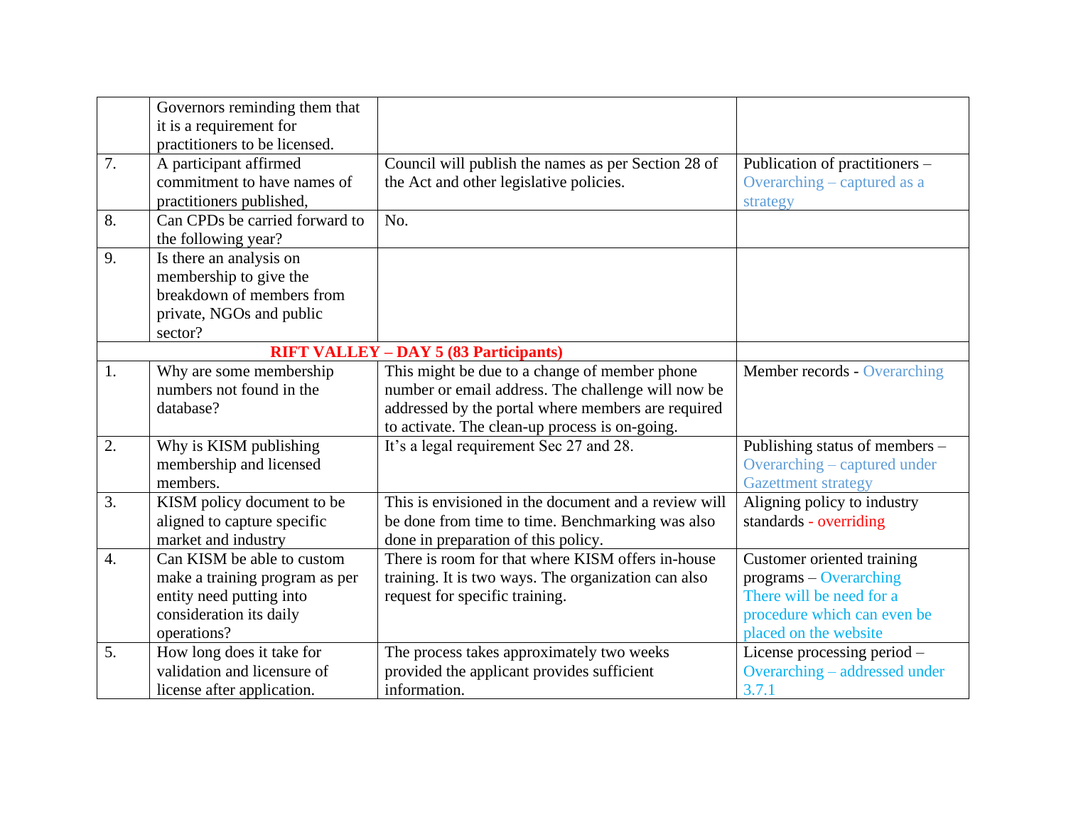| | | | |
|---|---|---|---|
| | Governors reminding them that it is a requirement for practitioners to be licensed. | | |
| 7. | A participant affirmed commitment to have names of practitioners published, | Council will publish the names as per Section 28 of the Act and other legislative policies. | Publication of practitioners – Overarching – captured as a strategy |
| 8. | Can CPDs be carried forward to the following year? | No. | |
| 9. | Is there an analysis on membership to give the breakdown of members from private, NGOs and public sector? | | |
| **RIFT VALLEY – DAY 5 (83 Participants)** | | | |
| 1. | Why are some membership numbers not found in the database? | This might be due to a change of member phone number or email address. The challenge will now be addressed by the portal where members are required to activate. The clean-up process is on-going. | Member records - Overarching |
| 2. | Why is KISM publishing membership and licensed members. | It's a legal requirement Sec 27 and 28. | Publishing status of members – Overarching – captured under Gazettment strategy |
| 3. | KISM policy document to be aligned to capture specific market and industry | This is envisioned in the document and a review will be done from time to time. Benchmarking was also done in preparation of this policy. | Aligning policy to industry standards - overriding |
| 4. | Can KISM be able to custom make a training program as per entity need putting into consideration its daily operations? | There is room for that where KISM offers in-house training. It is two ways. The organization can also request for specific training. | Customer oriented training programs – Overarching There will be need for a procedure which can even be placed on the website |
| 5. | How long does it take for validation and licensure of license after application. | The process takes approximately two weeks provided the applicant provides sufficient information. | License processing period – Overarching – addressed under 3.7.1 |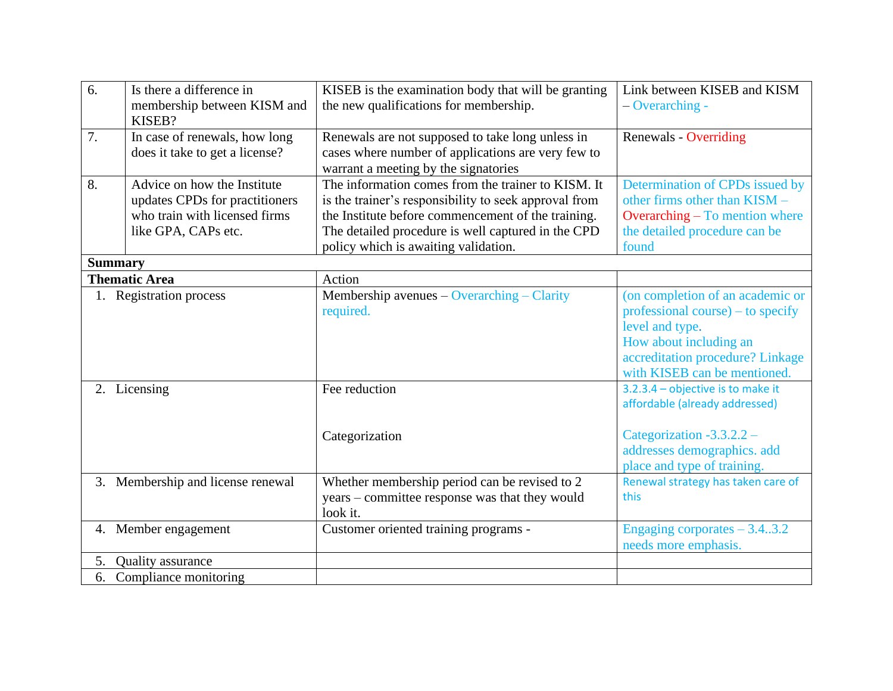| 6. | Is there a difference in membership between KISM and KISEB? | KISEB is the examination body that will be granting the new qualifications for membership. | Link between KISEB and KISM – Overarching - |
|---|---|---|---|
| 7. | In case of renewals, how long does it take to get a license? | Renewals are not supposed to take long unless in cases where number of applications are very few to warrant a meeting by the signatories | Renewals - Overriding |
| 8. | Advice on how the Institute updates CPDs for practitioners who train with licensed firms like GPA, CAPs etc. | The information comes from the trainer to KISM. It is the trainer's responsibility to seek approval from the Institute before commencement of the training. The detailed procedure is well captured in the CPD policy which is awaiting validation. | Determination of CPDs issued by other firms other than KISM – Overarching – To mention where the detailed procedure can be found |
| **Summary** | | | |
| **Thematic Area** | | Action | |
| 1. Registration process | | Membership avenues – Overarching – Clarity required. | (on completion of an academic or professional course) – to specify level and type. How about including an accreditation procedure? Linkage with KISEB can be mentioned. |
| 2. Licensing | | Fee reduction<br><br>Categorization | 3.2.3.4 – objective is to make it affordable (already addressed)<br><br>Categorization -3.3.2.2 – addresses demographics. add place and type of training. |
| 3. Membership and license renewal | | Whether membership period can be revised to 2 years – committee response was that they would look it. | Renewal strategy has taken care of this |
| 4. Member engagement | | Customer oriented training programs - | Engaging corporates – 3.4..3.2 needs more emphasis. |
| 5. Quality assurance | | | |
| 6. Compliance monitoring | | | |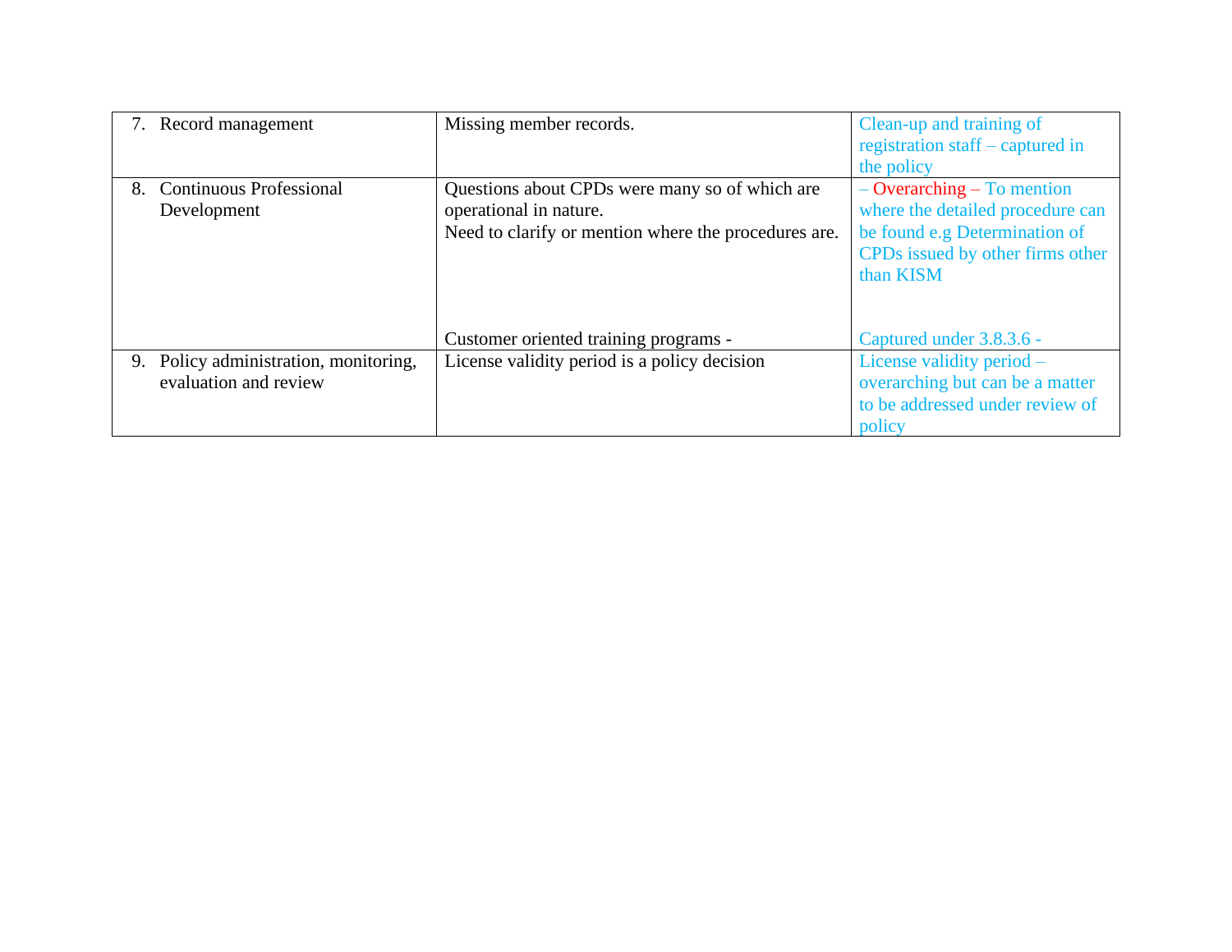| | | |
|---|---|---|
| 7. Record management | Missing member records. | Clean-up and training of registration staff – captured in the policy |
| 8. Continuous Professional Development | Questions about CPDs were many so of which are operational in nature.<br>Need to clarify or mention where the procedures are.<br><br>Customer oriented training programs - | – Overarching – To mention where the detailed procedure can be found e.g Determination of CPDs issued by other firms other than KISM<br><br>Captured under 3.8.3.6 - |
| 9. Policy administration, monitoring, evaluation and review | License validity period is a policy decision | License validity period – overarching but can be a matter to be addressed under review of policy |